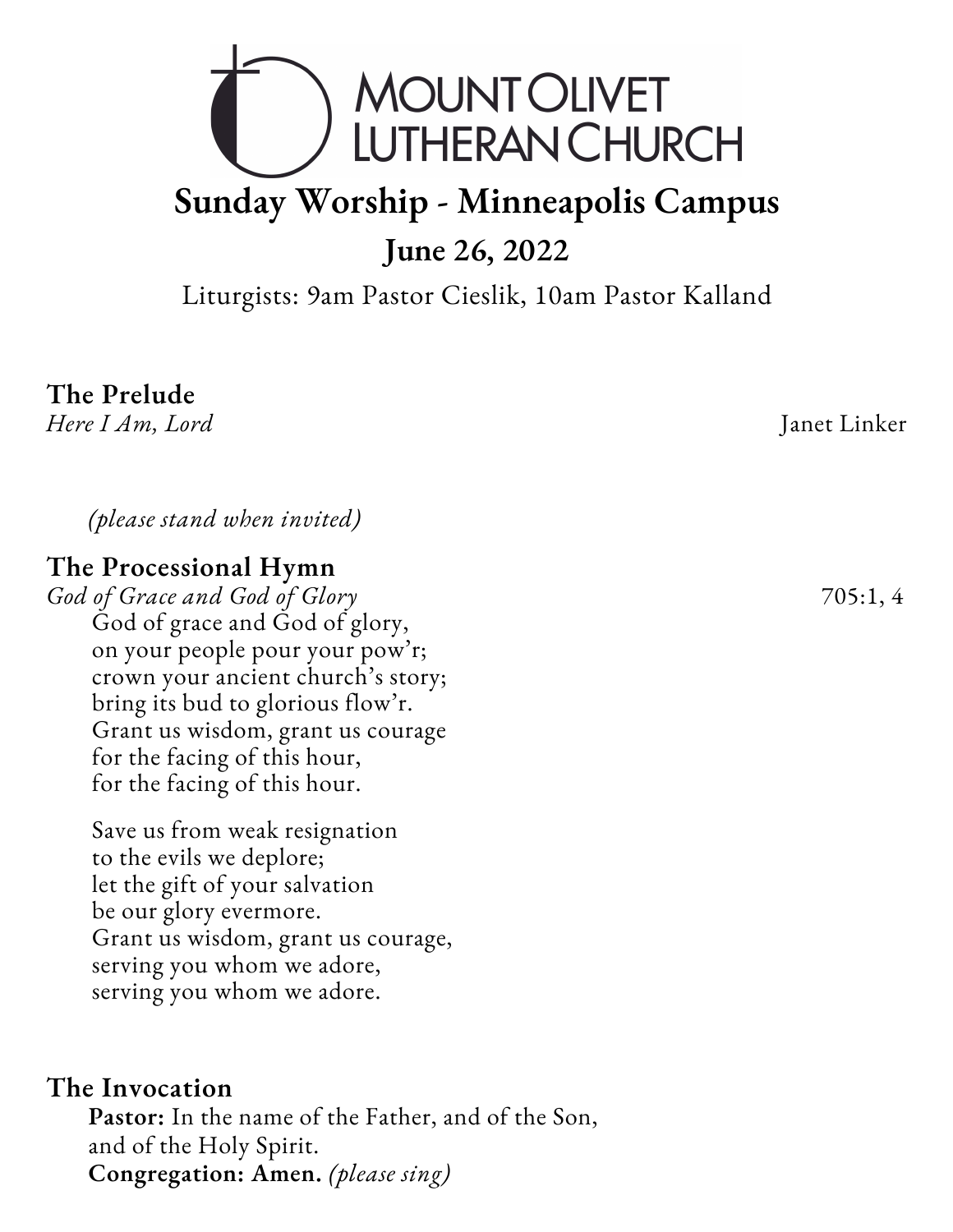# MOUNT OLIVET LUTHERAN CHURCH

## Sunday Worship - Minneapolis Campus

## June 26, 2022

Liturgists: 9am Pastor Cieslik, 10am Pastor Kalland

### The Prelude

*Here I Am, Lord* Janet Linker

*(please stand when invited)*

### The Processional Hymn

*God of Grace and God of Glory* 705:1, 4

God of grace and God of glory,
on your people pour your pow'r;
crown your ancient church's story;
bring its bud to glorious flow'r.
Grant us wisdom, grant us courage
for the facing of this hour,
for the facing of this hour.

Save us from weak resignation
to the evils we deplore;
let the gift of your salvation
be our glory evermore.
Grant us wisdom, grant us courage,
serving you whom we adore,
serving you whom we adore.

### The Invocation

**Pastor:** In the name of the Father, and of the Son,
and of the Holy Spirit.
**Congregation: Amen.** *(please sing)*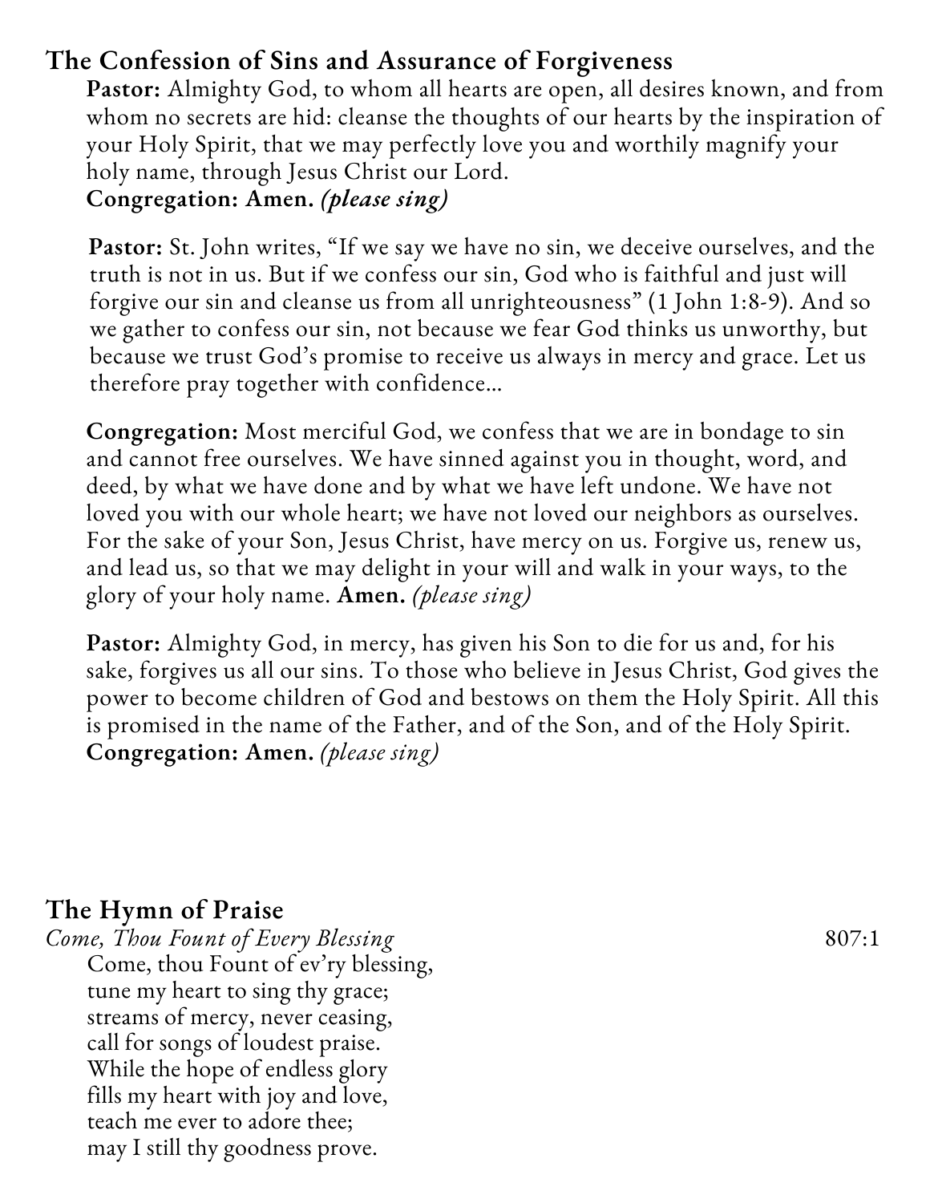## The Confession of Sins and Assurance of Forgiveness

**Pastor:** Almighty God, to whom all hearts are open, all desires known, and from whom no secrets are hid: cleanse the thoughts of our hearts by the inspiration of your Holy Spirit, that we may perfectly love you and worthily magnify your holy name, through Jesus Christ our Lord.
**Congregation: Amen.** ***(please sing)***

**Pastor:** St. John writes, "If we say we have no sin, we deceive ourselves, and the truth is not in us. But if we confess our sin, God who is faithful and just will forgive our sin and cleanse us from all unrighteousness" (1 John 1:8-9). And so we gather to confess our sin, not because we fear God thinks us unworthy, but because we trust God's promise to receive us always in mercy and grace. Let us therefore pray together with confidence…

**Congregation:** Most merciful God, we confess that we are in bondage to sin and cannot free ourselves. We have sinned against you in thought, word, and deed, by what we have done and by what we have left undone. We have not loved you with our whole heart; we have not loved our neighbors as ourselves. For the sake of your Son, Jesus Christ, have mercy on us. Forgive us, renew us, and lead us, so that we may delight in your will and walk in your ways, to the glory of your holy name. **Amen.** *(please sing)*

**Pastor:** Almighty God, in mercy, has given his Son to die for us and, for his sake, forgives us all our sins. To those who believe in Jesus Christ, God gives the power to become children of God and bestows on them the Holy Spirit. All this is promised in the name of the Father, and of the Son, and of the Holy Spirit.
**Congregation: Amen.** *(please sing)*

## The Hymn of Praise

*Come, Thou Fount of Every Blessing* 807:1

Come, thou Fount of ev'ry blessing,
tune my heart to sing thy grace;
streams of mercy, never ceasing,
call for songs of loudest praise.
While the hope of endless glory
fills my heart with joy and love,
teach me ever to adore thee;
may I still thy goodness prove.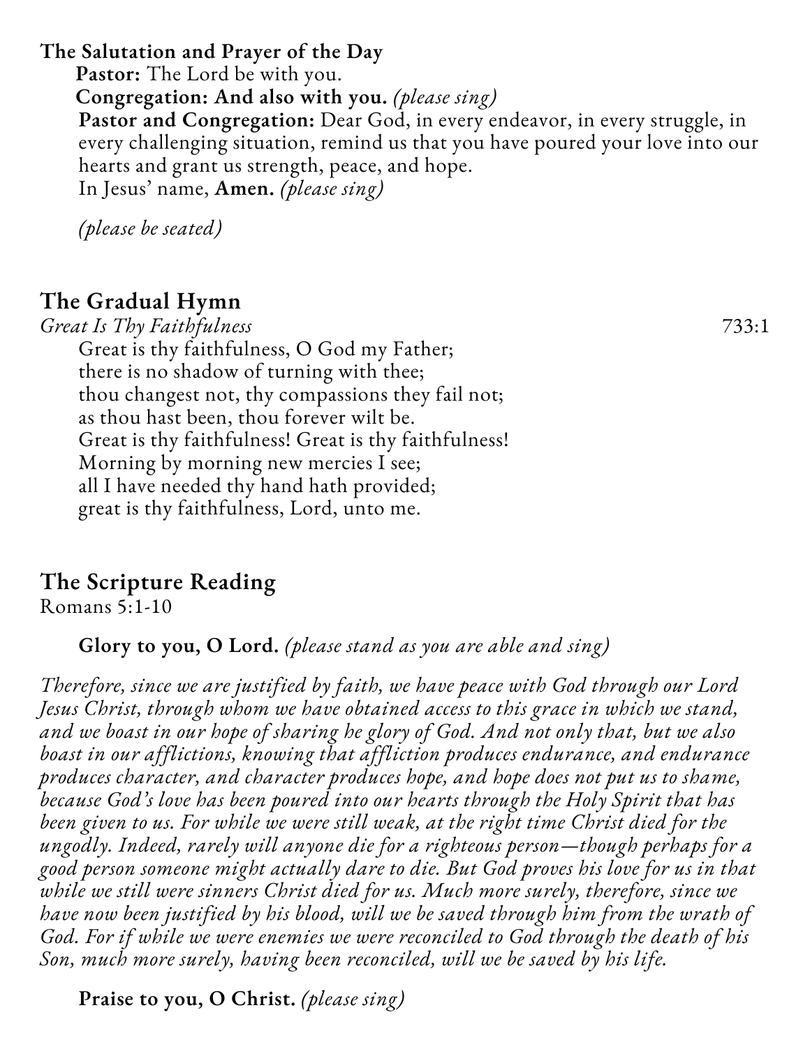**The Salutation and Prayer of the Day**

**Pastor:** The Lord be with you.

**Congregation: And also with you.** *(please sing)*

**Pastor and Congregation:** Dear God, in every endeavor, in every struggle, in every challenging situation, remind us that you have poured your love into our hearts and grant us strength, peace, and hope.
In Jesus' name, **Amen.** *(please sing)*

*(please be seated)*

## The Gradual Hymn

*Great Is Thy Faithfulness* 733:1

Great is thy faithfulness, O God my Father;
there is no shadow of turning with thee;
thou changest not, thy compassions they fail not;
as thou hast been, thou forever wilt be.
Great is thy faithfulness! Great is thy faithfulness!
Morning by morning new mercies I see;
all I have needed thy hand hath provided;
great is thy faithfulness, Lord, unto me.

## The Scripture Reading

Romans 5:1-10

**Glory to you, O Lord.** *(please stand as you are able and sing)*

*Therefore, since we are justified by faith, we have peace with God through our Lord Jesus Christ, through whom we have obtained access to this grace in which we stand, and we boast in our hope of sharing he glory of God. And not only that, but we also boast in our afflictions, knowing that affliction produces endurance, and endurance produces character, and character produces hope, and hope does not put us to shame, because God's love has been poured into our hearts through the Holy Spirit that has been given to us. For while we were still weak, at the right time Christ died for the ungodly. Indeed, rarely will anyone die for a righteous person—though perhaps for a good person someone might actually dare to die. But God proves his love for us in that while we still were sinners Christ died for us. Much more surely, therefore, since we have now been justified by his blood, will we be saved through him from the wrath of God. For if while we were enemies we were reconciled to God through the death of his Son, much more surely, having been reconciled, will we be saved by his life.*

**Praise to you, O Christ.** *(please sing)*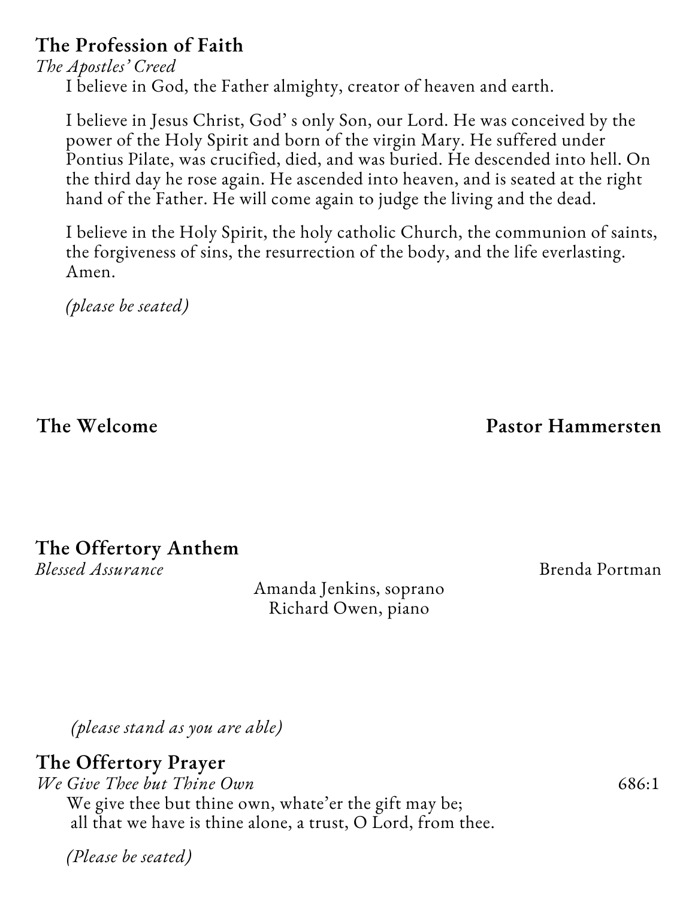## The Profession of Faith

*The Apostles' Creed*

I believe in God, the Father almighty, creator of heaven and earth.

I believe in Jesus Christ, God' s only Son, our Lord. He was conceived by the power of the Holy Spirit and born of the virgin Mary. He suffered under Pontius Pilate, was crucified, died, and was buried. He descended into hell. On the third day he rose again. He ascended into heaven, and is seated at the right hand of the Father. He will come again to judge the living and the dead.

I believe in the Holy Spirit, the holy catholic Church, the communion of saints, the forgiveness of sins, the resurrection of the body, and the life everlasting. Amen.

*(please be seated)*

## The Welcome — Pastor Hammersten

## The Offertory Anthem

*Blessed Assurance* — Brenda Portman

Amanda Jenkins, soprano
Richard Owen, piano

*(please stand as you are able)*

## The Offertory Prayer

*We Give Thee but Thine Own* — 686:1

We give thee but thine own, whate'er the gift may be;
all that we have is thine alone, a trust, O Lord, from thee.

*(Please be seated)*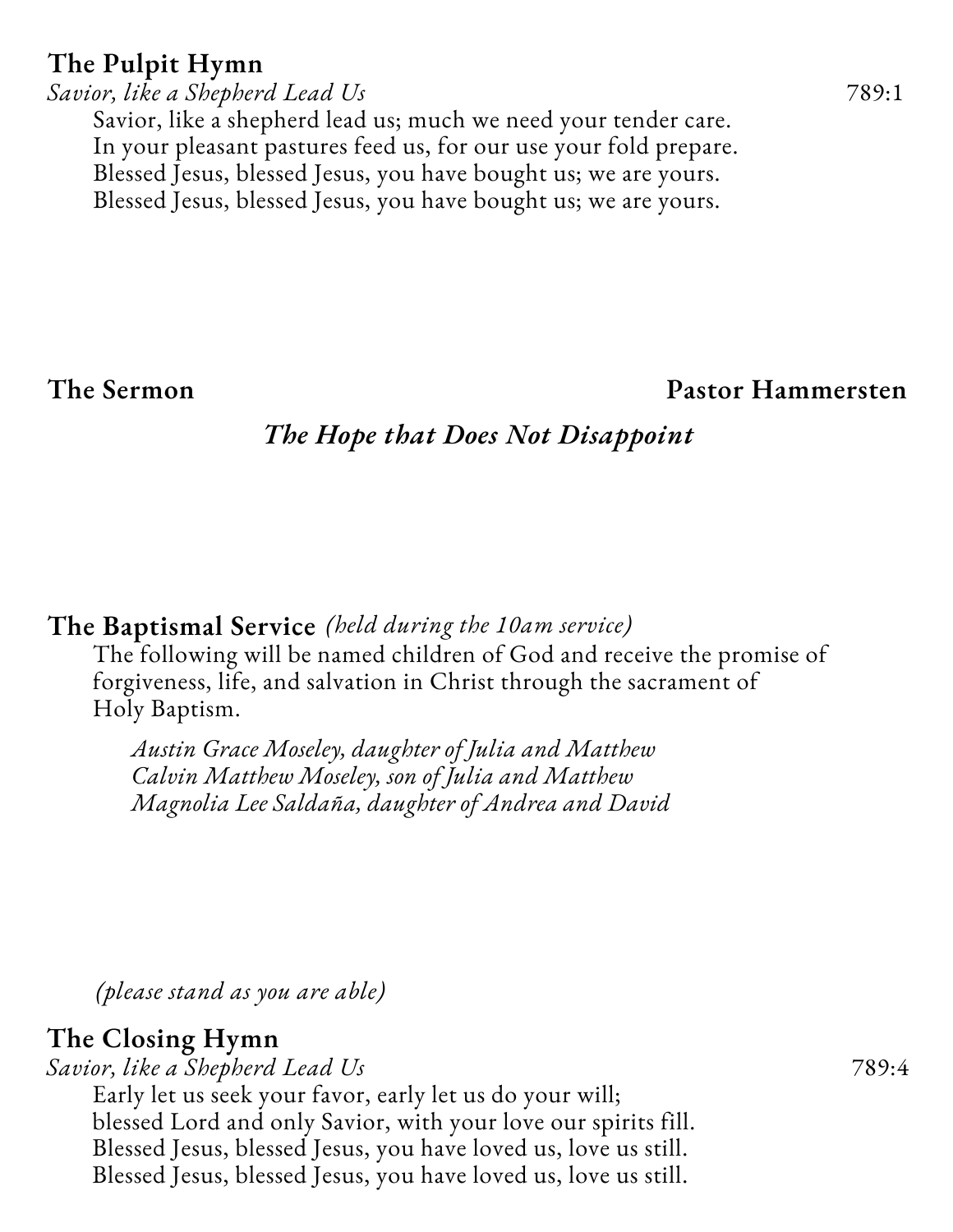## The Pulpit Hymn

*Savior, like a Shepherd Lead Us* 789:1

Savior, like a shepherd lead us; much we need your tender care.
In your pleasant pastures feed us, for our use your fold prepare.
Blessed Jesus, blessed Jesus, you have bought us; we are yours.
Blessed Jesus, blessed Jesus, you have bought us; we are yours.

## The Sermon — Pastor Hammersten

***The Hope that Does Not Disappoint***

## The Baptismal Service *(held during the 10am service)*

The following will be named children of God and receive the promise of forgiveness, life, and salvation in Christ through the sacrament of Holy Baptism.

*Austin Grace Moseley, daughter of Julia and Matthew*
*Calvin Matthew Moseley, son of Julia and Matthew*
*Magnolia Lee Saldaña, daughter of Andrea and David*

*(please stand as you are able)*

## The Closing Hymn

*Savior, like a Shepherd Lead Us* 789:4

Early let us seek your favor, early let us do your will;
blessed Lord and only Savior, with your love our spirits fill.
Blessed Jesus, blessed Jesus, you have loved us, love us still.
Blessed Jesus, blessed Jesus, you have loved us, love us still.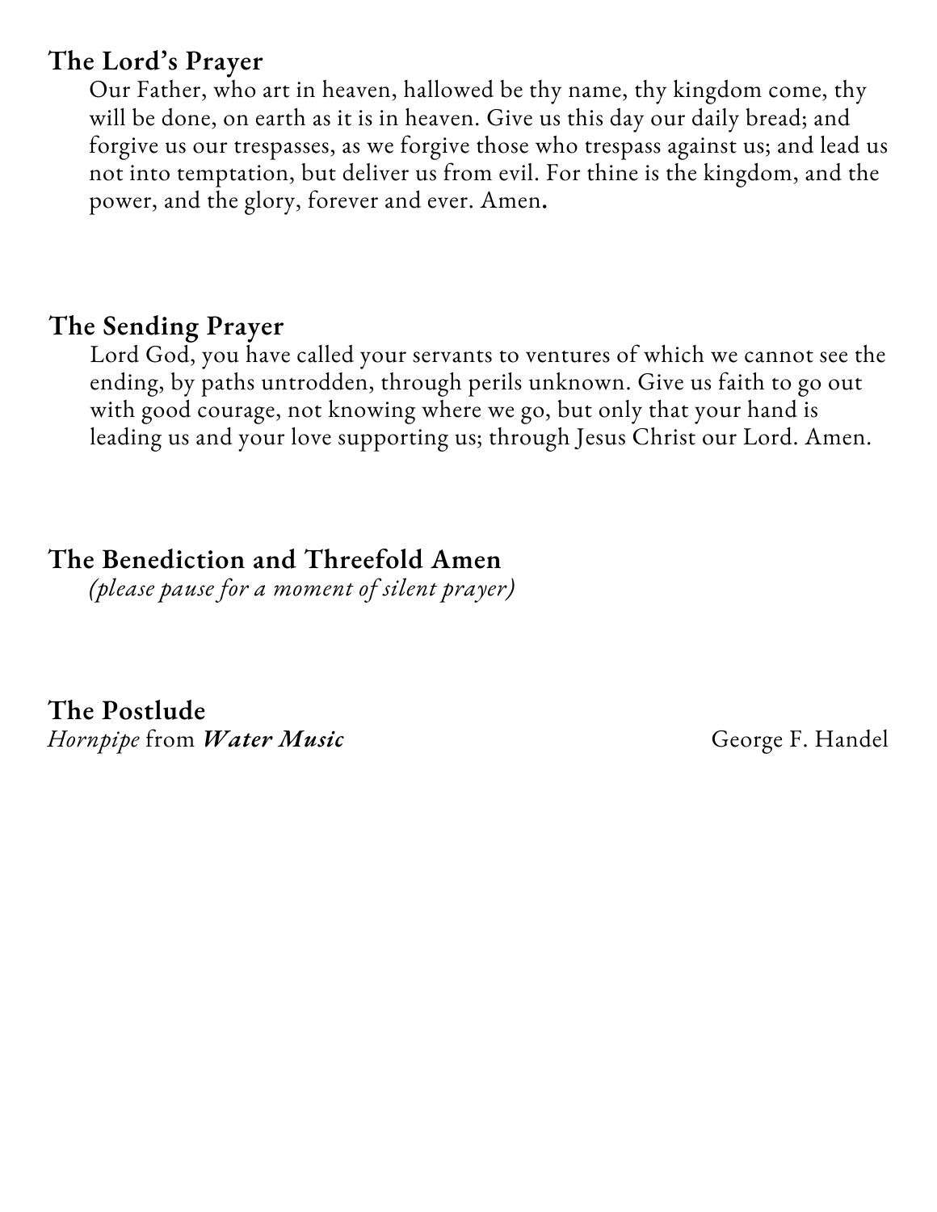## The Lord's Prayer

Our Father, who art in heaven, hallowed be thy name, thy kingdom come, thy will be done, on earth as it is in heaven. Give us this day our daily bread; and forgive us our trespasses, as we forgive those who trespass against us; and lead us not into temptation, but deliver us from evil. For thine is the kingdom, and the power, and the glory, forever and ever. Amen.

## The Sending Prayer

Lord God, you have called your servants to ventures of which we cannot see the ending, by paths untrodden, through perils unknown. Give us faith to go out with good courage, not knowing where we go, but only that your hand is leading us and your love supporting us; through Jesus Christ our Lord. Amen.

## The Benediction and Threefold Amen

*(please pause for a moment of silent prayer)*

## The Postlude

*Hornpipe* from ***Water Music*** George F. Handel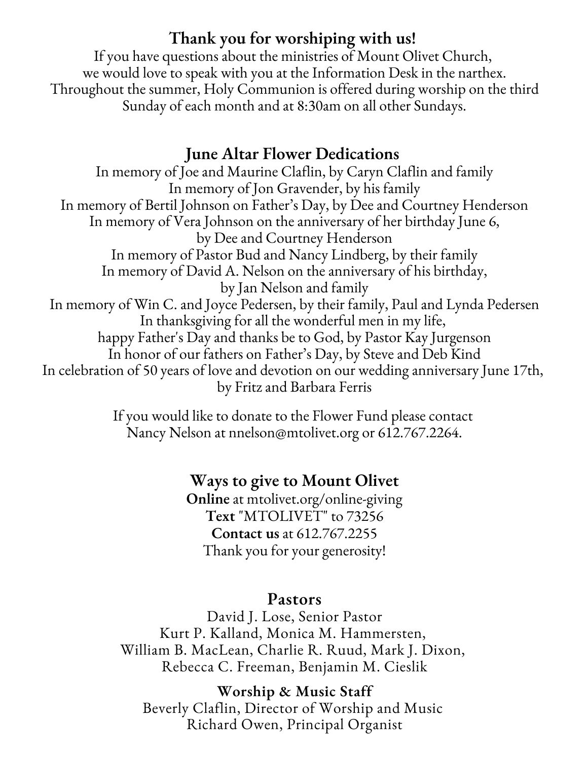## Thank you for worshiping with us!

If you have questions about the ministries of Mount Olivet Church, we would love to speak with you at the Information Desk in the narthex. Throughout the summer, Holy Communion is offered during worship on the third Sunday of each month and at 8:30am on all other Sundays.

## June Altar Flower Dedications

In memory of Joe and Maurine Claflin, by Caryn Claflin and family
In memory of Jon Gravender, by his family
In memory of Bertil Johnson on Father's Day, by Dee and Courtney Henderson
In memory of Vera Johnson on the anniversary of her birthday June 6, by Dee and Courtney Henderson
In memory of Pastor Bud and Nancy Lindberg, by their family
In memory of David A. Nelson on the anniversary of his birthday, by Jan Nelson and family
In memory of Win C. and Joyce Pedersen, by their family, Paul and Lynda Pedersen
In thanksgiving for all the wonderful men in my life, happy Father's Day and thanks be to God, by Pastor Kay Jurgenson
In honor of our fathers on Father's Day, by Steve and Deb Kind
In celebration of 50 years of love and devotion on our wedding anniversary June 17th, by Fritz and Barbara Ferris

If you would like to donate to the Flower Fund please contact Nancy Nelson at nnelson@mtolivet.org or 612.767.2264.

## Ways to give to Mount Olivet

**Online** at mtolivet.org/online-giving
**Text** "MTOLIVET" to 73256
**Contact us** at 612.767.2255
Thank you for your generosity!

## Pastors

David J. Lose, Senior Pastor
Kurt P. Kalland, Monica M. Hammersten, William B. MacLean, Charlie R. Ruud, Mark J. Dixon, Rebecca C. Freeman, Benjamin M. Cieslik

### Worship & Music Staff

Beverly Claflin, Director of Worship and Music
Richard Owen, Principal Organist